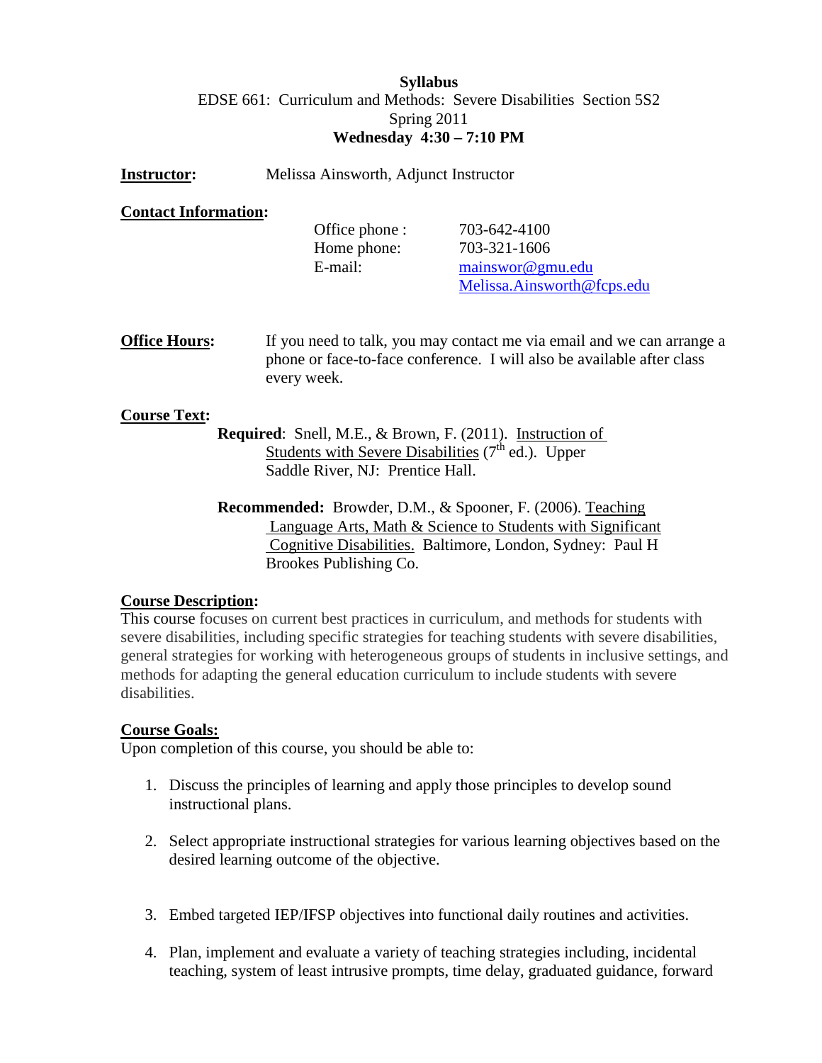**Syllabus**

EDSE 661: Curriculum and Methods: Severe Disabilities Section 5S2

Spring 2011

**Wednesday 4:30 – 7:10 PM**

**Instructor:** Melissa Ainsworth, Adjunct Instructor

**Contact Information:**

Office phone : 703-642-4100
Home phone: 703-321-1606
E-mail: mainswor@gmu.edu
Melissa.Ainsworth@fcps.edu

**Office Hours:** If you need to talk, you may contact me via email and we can arrange a phone or face-to-face conference. I will also be available after class every week.

**Course Text:**

**Required**: Snell, M.E., & Brown, F. (2011). Instruction of Students with Severe Disabilities (7th ed.). Upper Saddle River, NJ: Prentice Hall.

**Recommended:** Browder, D.M., & Spooner, F. (2006). Teaching Language Arts, Math & Science to Students with Significant Cognitive Disabilities. Baltimore, London, Sydney: Paul H Brookes Publishing Co.

**Course Description:**

This course focuses on current best practices in curriculum, and methods for students with severe disabilities, including specific strategies for teaching students with severe disabilities, general strategies for working with heterogeneous groups of students in inclusive settings, and methods for adapting the general education curriculum to include students with severe disabilities.

**Course Goals:**

Upon completion of this course, you should be able to:

1. Discuss the principles of learning and apply those principles to develop sound instructional plans.
2. Select appropriate instructional strategies for various learning objectives based on the desired learning outcome of the objective.
3. Embed targeted IEP/IFSP objectives into functional daily routines and activities.
4. Plan, implement and evaluate a variety of teaching strategies including, incidental teaching, system of least intrusive prompts, time delay, graduated guidance, forward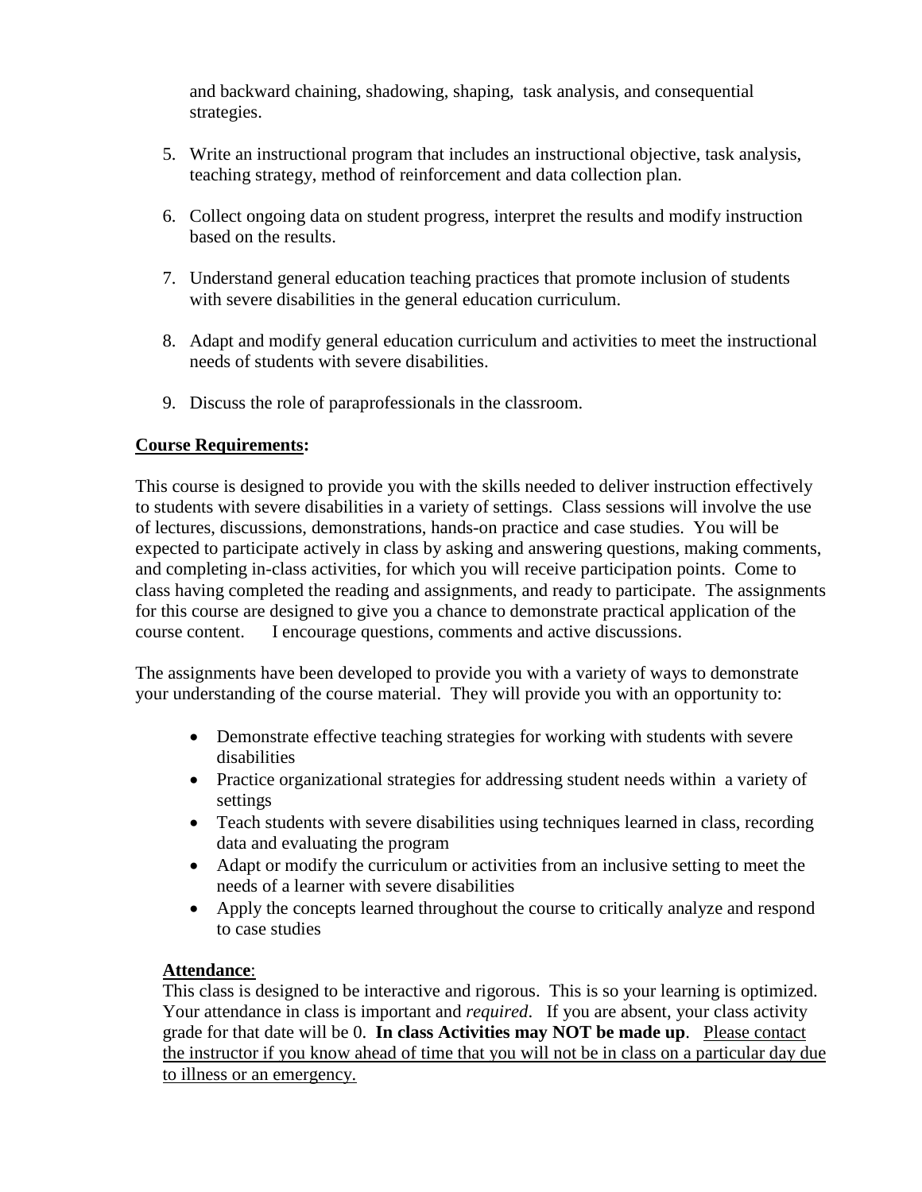and backward chaining, shadowing, shaping, task analysis, and consequential strategies.

5. Write an instructional program that includes an instructional objective, task analysis, teaching strategy, method of reinforcement and data collection plan.

6. Collect ongoing data on student progress, interpret the results and modify instruction based on the results.

7. Understand general education teaching practices that promote inclusion of students with severe disabilities in the general education curriculum.

8. Adapt and modify general education curriculum and activities to meet the instructional needs of students with severe disabilities.

9. Discuss the role of paraprofessionals in the classroom.

**Course Requirements:**

This course is designed to provide you with the skills needed to deliver instruction effectively to students with severe disabilities in a variety of settings. Class sessions will involve the use of lectures, discussions, demonstrations, hands-on practice and case studies. You will be expected to participate actively in class by asking and answering questions, making comments, and completing in-class activities, for which you will receive participation points. Come to class having completed the reading and assignments, and ready to participate. The assignments for this course are designed to give you a chance to demonstrate practical application of the course content. I encourage questions, comments and active discussions.

The assignments have been developed to provide you with a variety of ways to demonstrate your understanding of the course material. They will provide you with an opportunity to:

- Demonstrate effective teaching strategies for working with students with severe disabilities
- Practice organizational strategies for addressing student needs within a variety of settings
- Teach students with severe disabilities using techniques learned in class, recording data and evaluating the program
- Adapt or modify the curriculum or activities from an inclusive setting to meet the needs of a learner with severe disabilities
- Apply the concepts learned throughout the course to critically analyze and respond to case studies

**Attendance**:

This class is designed to be interactive and rigorous. This is so your learning is optimized. Your attendance in class is important and *required*. If you are absent, your class activity grade for that date will be 0. **In class Activities may NOT be made up**. Please contact the instructor if you know ahead of time that you will not be in class on a particular day due to illness or an emergency.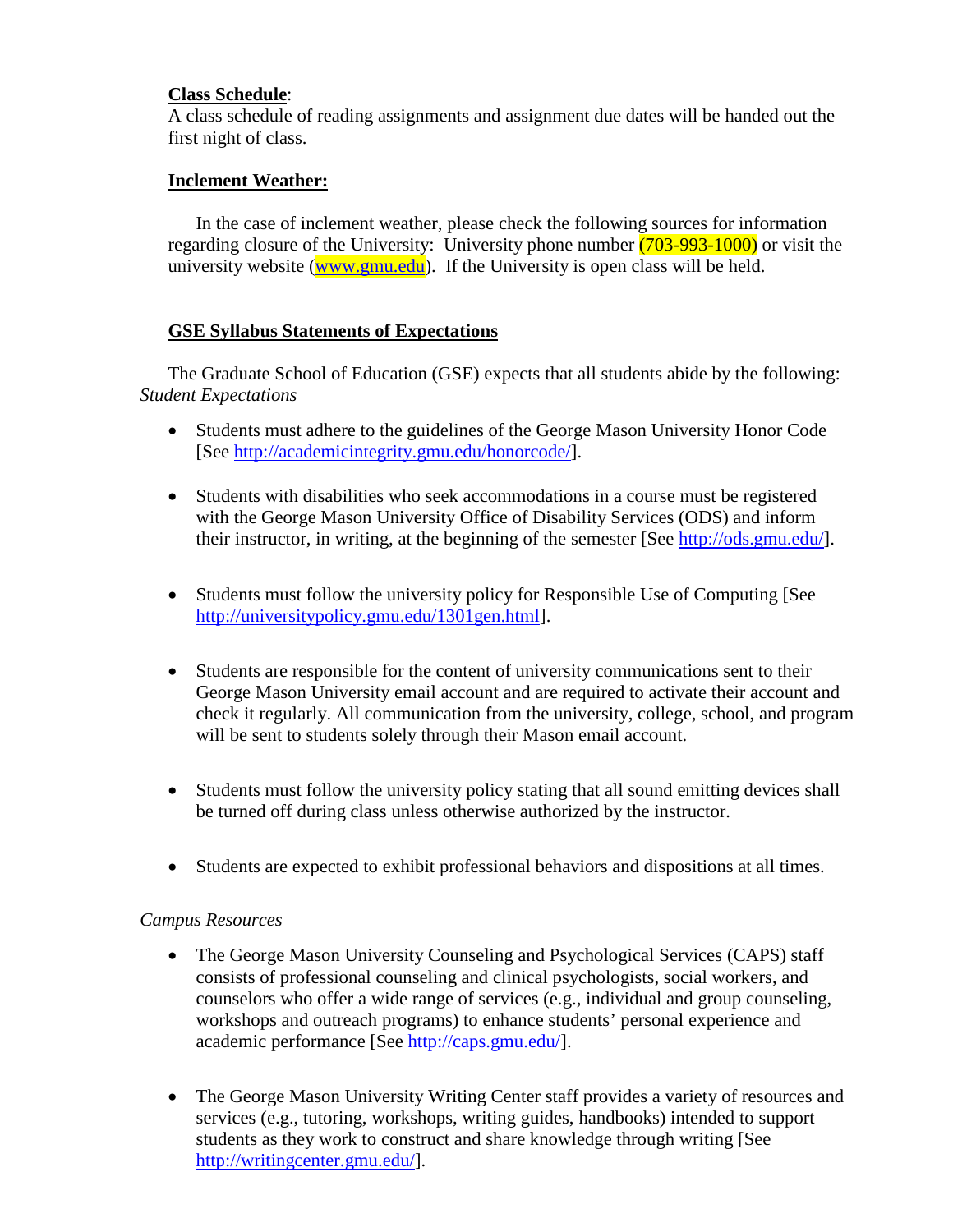**Class Schedule**:
A class schedule of reading assignments and assignment due dates will be handed out the first night of class.

**Inclement Weather:**

In the case of inclement weather, please check the following sources for information regarding closure of the University: University phone number (703-993-1000) or visit the university website (www.gmu.edu). If the University is open class will be held.

**GSE Syllabus Statements of Expectations**

The Graduate School of Education (GSE) expects that all students abide by the following:
*Student Expectations*

- Students must adhere to the guidelines of the George Mason University Honor Code [See http://academicintegrity.gmu.edu/honorcode/].

- Students with disabilities who seek accommodations in a course must be registered with the George Mason University Office of Disability Services (ODS) and inform their instructor, in writing, at the beginning of the semester [See http://ods.gmu.edu/].

- Students must follow the university policy for Responsible Use of Computing [See http://universitypolicy.gmu.edu/1301gen.html].

- Students are responsible for the content of university communications sent to their George Mason University email account and are required to activate their account and check it regularly. All communication from the university, college, school, and program will be sent to students solely through their Mason email account.

- Students must follow the university policy stating that all sound emitting devices shall be turned off during class unless otherwise authorized by the instructor.

- Students are expected to exhibit professional behaviors and dispositions at all times.

*Campus Resources*

- The George Mason University Counseling and Psychological Services (CAPS) staff consists of professional counseling and clinical psychologists, social workers, and counselors who offer a wide range of services (e.g., individual and group counseling, workshops and outreach programs) to enhance students' personal experience and academic performance [See http://caps.gmu.edu/].

- The George Mason University Writing Center staff provides a variety of resources and services (e.g., tutoring, workshops, writing guides, handbooks) intended to support students as they work to construct and share knowledge through writing [See http://writingcenter.gmu.edu/].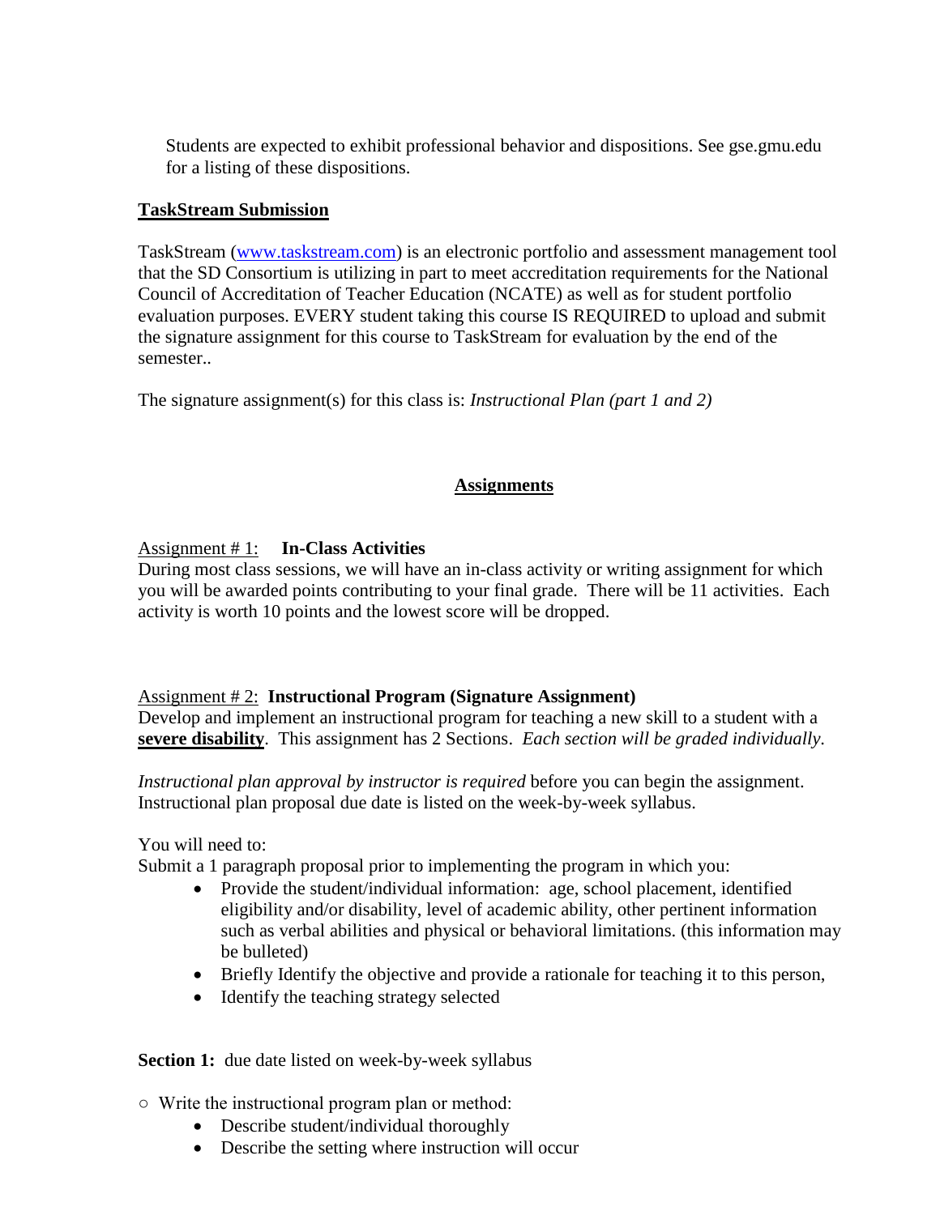Students are expected to exhibit professional behavior and dispositions. See gse.gmu.edu for a listing of these dispositions.

**TaskStream Submission**

TaskStream (www.taskstream.com) is an electronic portfolio and assessment management tool that the SD Consortium is utilizing in part to meet accreditation requirements for the National Council of Accreditation of Teacher Education (NCATE) as well as for student portfolio evaluation purposes. EVERY student taking this course IS REQUIRED to upload and submit the signature assignment for this course to TaskStream for evaluation by the end of the semester..

The signature assignment(s) for this class is: *Instructional Plan (part 1 and 2)*

## Assignments

Assignment # 1: **In-Class Activities**
During most class sessions, we will have an in-class activity or writing assignment for which you will be awarded points contributing to your final grade. There will be 11 activities. Each activity is worth 10 points and the lowest score will be dropped.

Assignment # 2: **Instructional Program (Signature Assignment)**
Develop and implement an instructional program for teaching a new skill to a student with a **severe disability**. This assignment has 2 Sections. *Each section will be graded individually.*

*Instructional plan approval by instructor is required* before you can begin the assignment. Instructional plan proposal due date is listed on the week-by-week syllabus.

You will need to:
Submit a 1 paragraph proposal prior to implementing the program in which you:

- Provide the student/individual information: age, school placement, identified eligibility and/or disability, level of academic ability, other pertinent information such as verbal abilities and physical or behavioral limitations. (this information may be bulleted)
- Briefly Identify the objective and provide a rationale for teaching it to this person,
- Identify the teaching strategy selected

**Section 1:** due date listed on week-by-week syllabus

- Write the instructional program plan or method:
    - Describe student/individual thoroughly
    - Describe the setting where instruction will occur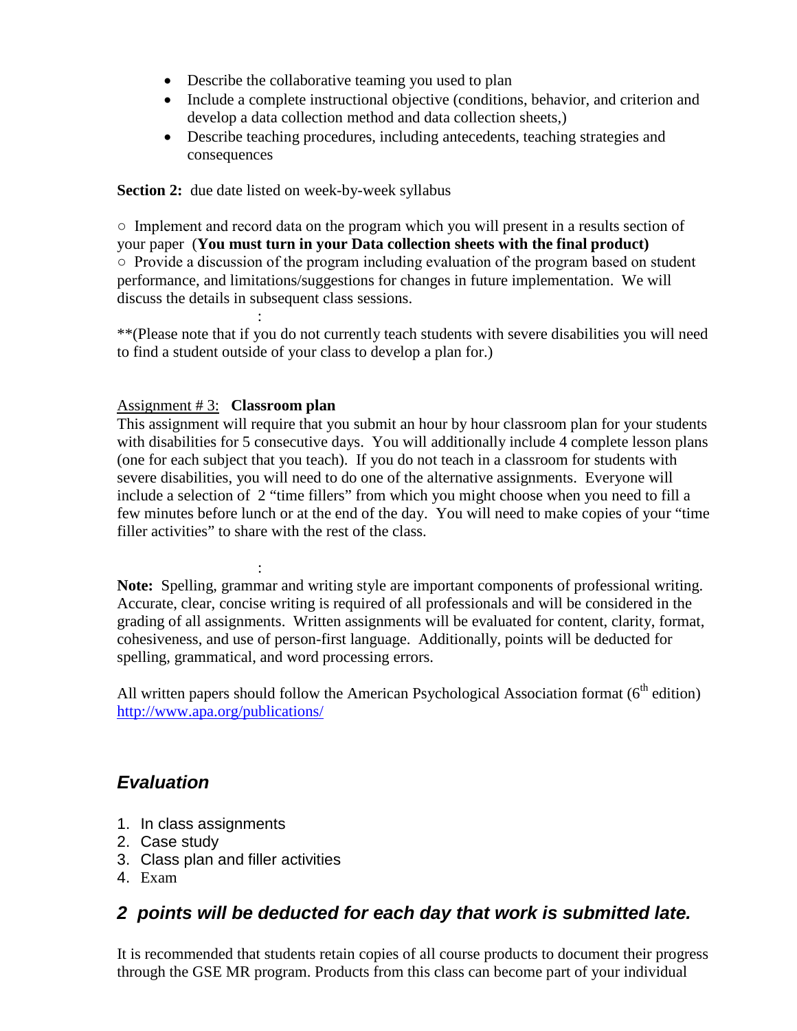- Describe the collaborative teaming you used to plan
- Include a complete instructional objective (conditions, behavior, and criterion and develop a data collection method and data collection sheets,)
- Describe teaching procedures, including antecedents, teaching strategies and consequences

**Section 2:** due date listed on week-by-week syllabus

○ Implement and record data on the program which you will present in a results section of your paper (**You must turn in your Data collection sheets with the final product)**
○ Provide a discussion of the program including evaluation of the program based on student performance, and limitations/suggestions for changes in future implementation. We will discuss the details in subsequent class sessions.

:

**(Please note that if you do not currently teach students with severe disabilities you will need to find a student outside of your class to develop a plan for.)

Assignment # 3: **Classroom plan**
This assignment will require that you submit an hour by hour classroom plan for your students with disabilities for 5 consecutive days. You will additionally include 4 complete lesson plans (one for each subject that you teach). If you do not teach in a classroom for students with severe disabilities, you will need to do one of the alternative assignments. Everyone will include a selection of 2 "time fillers" from which you might choose when you need to fill a few minutes before lunch or at the end of the day. You will need to make copies of your "time filler activities" to share with the rest of the class.

:

**Note:** Spelling, grammar and writing style are important components of professional writing. Accurate, clear, concise writing is required of all professionals and will be considered in the grading of all assignments. Written assignments will be evaluated for content, clarity, format, cohesiveness, and use of person-first language. Additionally, points will be deducted for spelling, grammatical, and word processing errors.

All written papers should follow the American Psychological Association format (6th edition) http://www.apa.org/publications/

## *Evaluation*

1. In class assignments
2. Case study
3. Class plan and filler activities
4. Exam

### *2 points will be deducted for each day that work is submitted late.*

It is recommended that students retain copies of all course products to document their progress through the GSE MR program. Products from this class can become part of your individual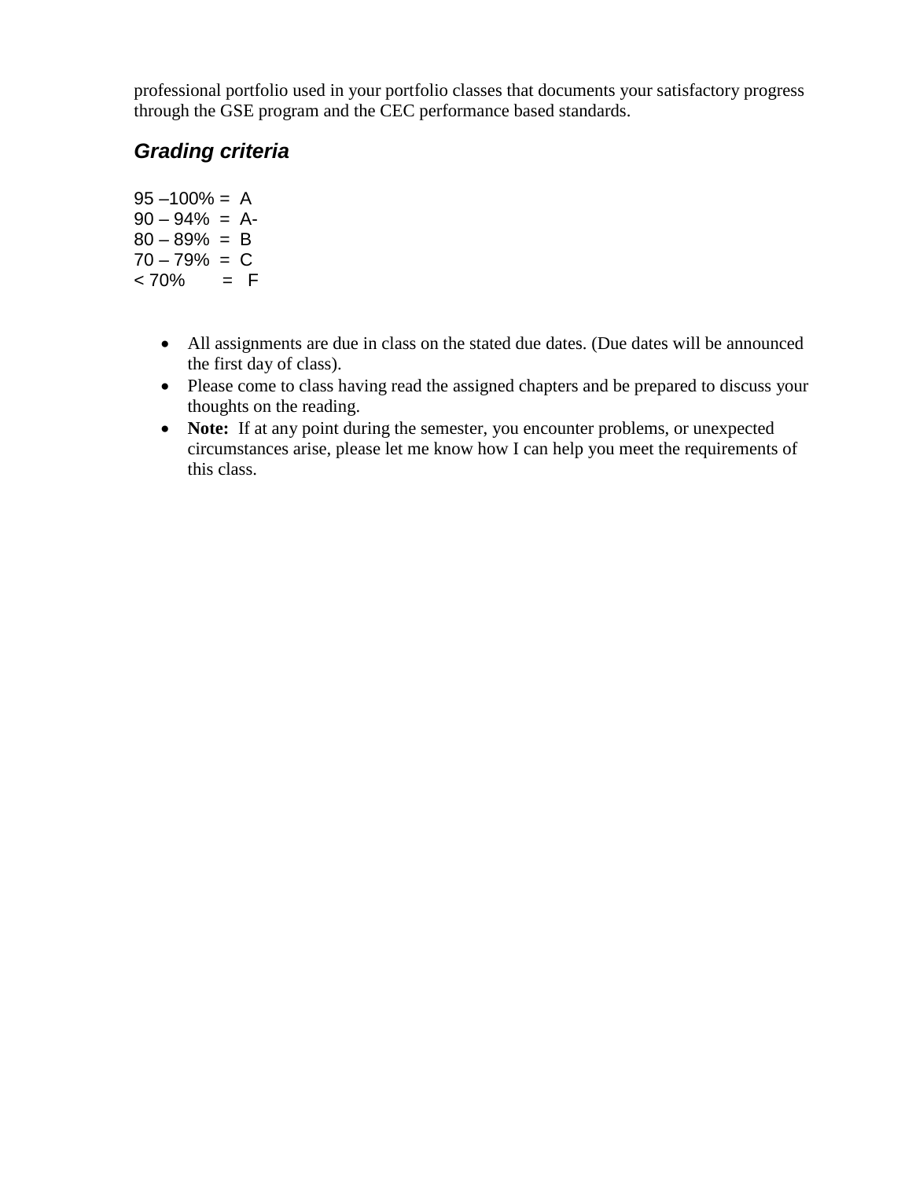professional portfolio used in your portfolio classes that documents your satisfactory progress through the GSE program and the CEC performance based standards.

### *Grading criteria*

95 –100% = A
90 – 94% = A-
80 – 89% = B
70 – 79% = C
< 70% = F

- All assignments are due in class on the stated due dates. (Due dates will be announced the first day of class).
- Please come to class having read the assigned chapters and be prepared to discuss your thoughts on the reading.
- **Note:** If at any point during the semester, you encounter problems, or unexpected circumstances arise, please let me know how I can help you meet the requirements of this class.